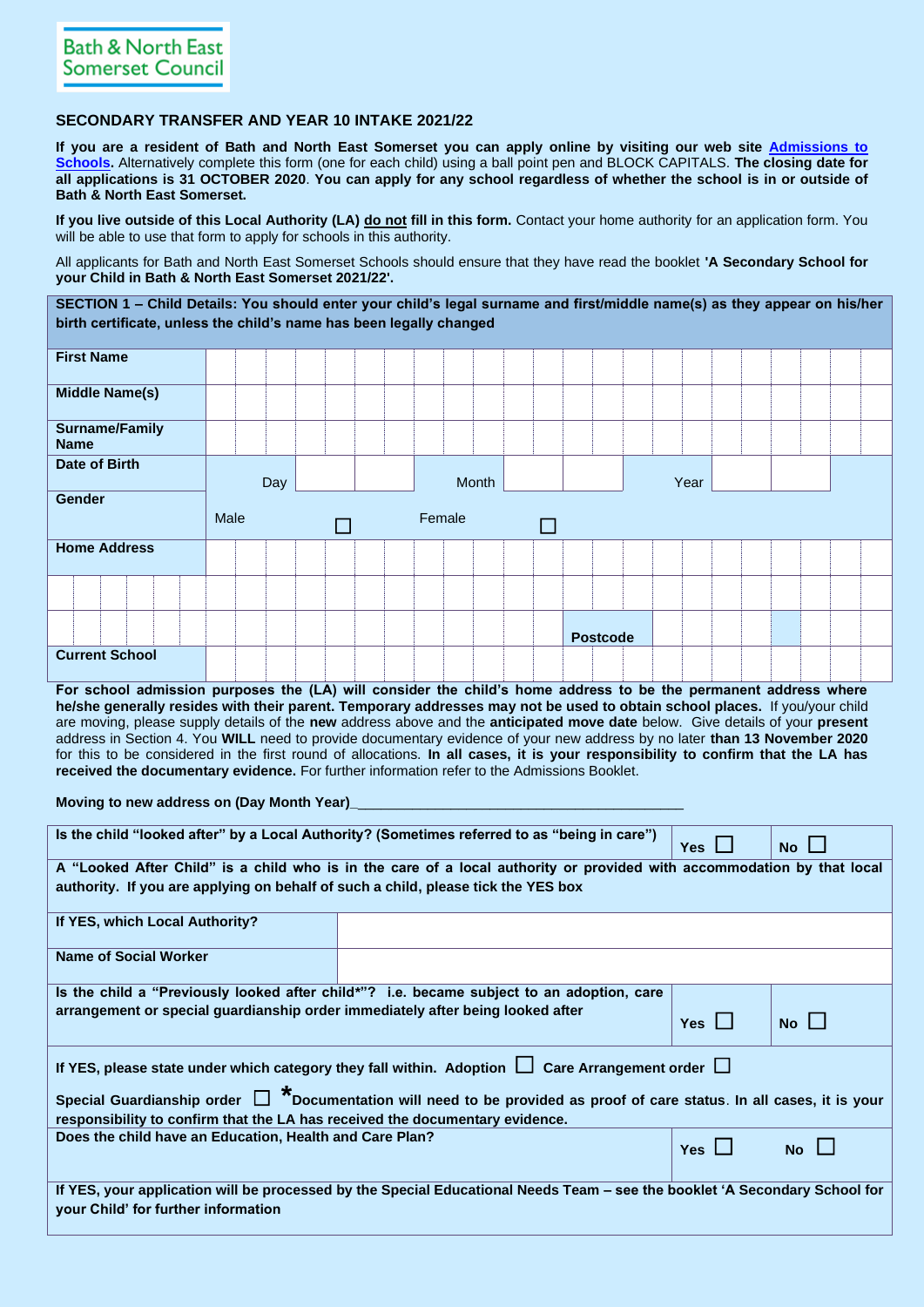Bath & North East Somerset Council

## SECONDARY TRANSFER AND YEAR 10 INTAKE 2021/22

**If you are a resident of Bath and North East Somerset you can apply online by visiting our web site Admissions to Schools.** Alternatively complete this form (one for each child) using a ball point pen and BLOCK CAPITALS. **The closing date for all applications is 31 OCTOBER 2020**. **You can apply for any school regardless of whether the school is in or outside of Bath & North East Somerset.**

**If you live outside of this Local Authority (LA) do not fill in this form.** Contact your home authority for an application form. You will be able to use that form to apply for schools in this authority.

All applicants for Bath and North East Somerset Schools should ensure that they have read the booklet **'A Secondary School for your Child in Bath & North East Somerset 2021/22'.**

| **SECTION 1 – Child Details: You should enter your child's legal surname and first/middle name(s) as they appear on his/her birth certificate, unless the child's name has been legally changed** | |
|---|---|
| **First Name** | |
| **Middle Name(s)** | |
| **Surname/Family Name** | |
| **Date of Birth** | Day ____ Month ____ Year ____ |
| **Gender** | Male ☐ Female ☐ |
| **Home Address** | |
| | |
| | Postcode |
| **Current School** | |

**For school admission purposes the (LA) will consider the child's home address to be the permanent address where he/she generally resides with their parent. Temporary addresses may not be used to obtain school places.** If you/your child are moving, please supply details of the **new** address above and the **anticipated move date** below. Give details of your **present** address in Section 4. You **WILL** need to provide documentary evidence of your new address by no later **than 13 November 2020** for this to be considered in the first round of allocations. **In all cases, it is your responsibility to confirm that the LA has received the documentary evidence.** For further information refer to the Admissions Booklet.

**Moving to new address on (Day Month Year)**\_\_\_\_\_\_\_\_\_\_\_\_\_\_\_\_\_\_\_\_\_\_\_\_\_\_\_\_\_\_\_\_\_\_\_\_\_\_\_\_

| **Is the child "looked after" by a Local Authority? (Sometimes referred to as "being in care")** | **Yes** ☐ | **No** ☐ |
|---|---|---|
| **A "Looked After Child" is a child who is in the care of a local authority or provided with accommodation by that local authority. If you are applying on behalf of such a child, please tick the YES box** | | |
| **If YES, which Local Authority?** | | |
| **Name of Social Worker** | | |
| **Is the child a "Previously looked after child*"? i.e. became subject to an adoption, care arrangement or special guardianship order immediately after being looked after** | **Yes** ☐ | **No** ☐ |
| **If YES, please state under which category they fall within. Adoption** ☐ **Care Arrangement order** ☐ **Special Guardianship order** ☐ ***Documentation will need to be provided as proof of care status**. **In all cases, it is your responsibility to confirm that the LA has received the documentary evidence.** | | |
| **Does the child have an Education, Health and Care Plan?** | **Yes** ☐ | **No** ☐ |
| **If YES, your application will be processed by the Special Educational Needs Team – see the booklet 'A Secondary School for your Child' for further information** | | |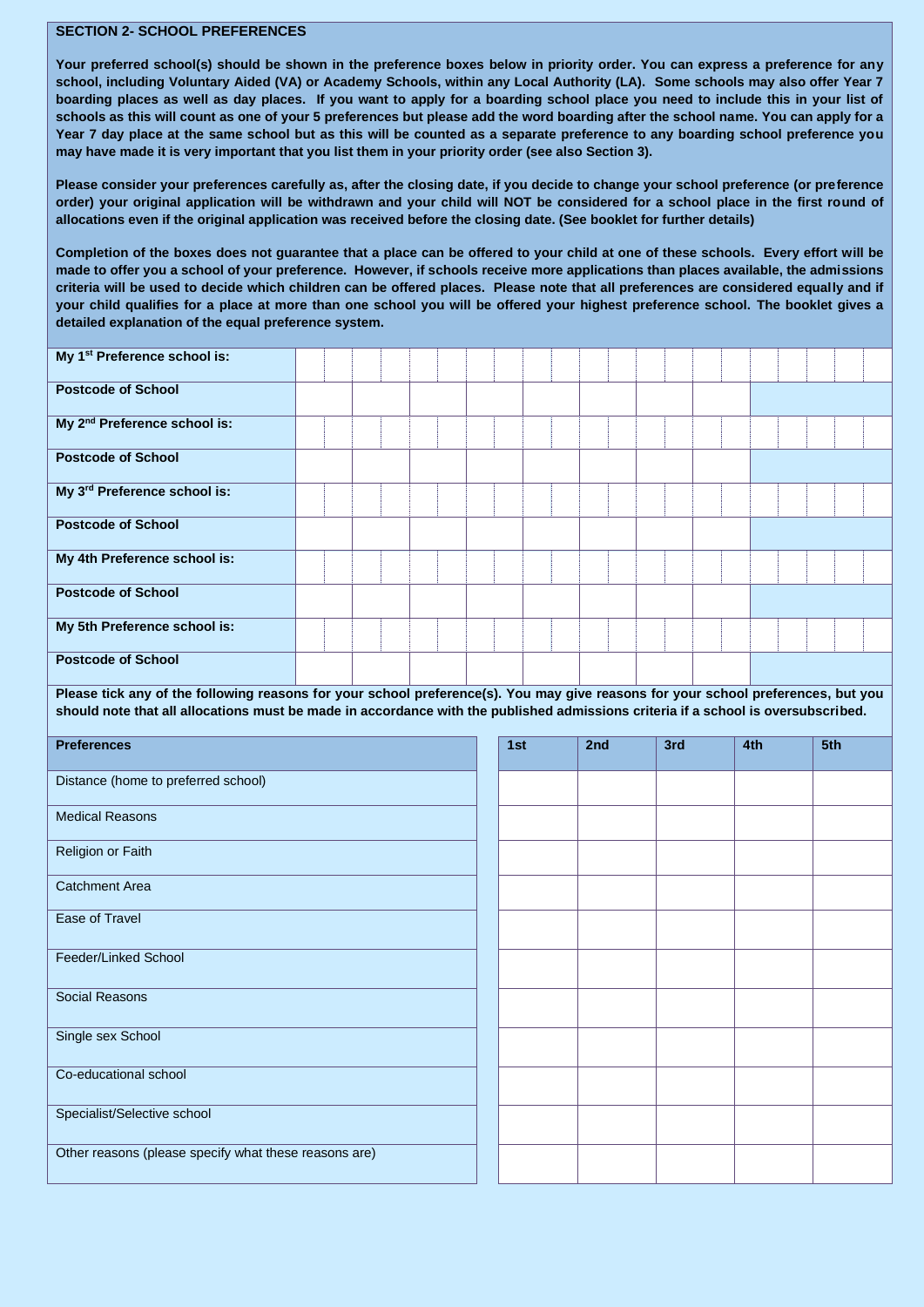## SECTION 2- SCHOOL PREFERENCES

**Your preferred school(s) should be shown in the preference boxes below in priority order. You can express a preference for any school, including Voluntary Aided (VA) or Academy Schools, within any Local Authority (LA). Some schools may also offer Year 7 boarding places as well as day places. If you want to apply for a boarding school place you need to include this in your list of schools as this will count as one of your 5 preferences but please add the word boarding after the school name. You can apply for a Year 7 day place at the same school but as this will be counted as a separate preference to any boarding school preference you may have made it is very important that you list them in your priority order (see also Section 3).**

**Please consider your preferences carefully as, after the closing date, if you decide to change your school preference (or preference order) your original application will be withdrawn and your child will NOT be considered for a school place in the first round of allocations even if the original application was received before the closing date. (See booklet for further details)**

**Completion of the boxes does not guarantee that a place can be offered to your child at one of these schools. Every effort will be made to offer you a school of your preference. However, if schools receive more applications than places available, the admissions criteria will be used to decide which children can be offered places. Please note that all preferences are considered equally and if your child qualifies for a place at more than one school you will be offered your highest preference school. The booklet gives a detailed explanation of the equal preference system.**

| | |
|---|---|
| **My 1st Preference school is:** | |
| **Postcode of School** | |
| **My 2nd Preference school is:** | |
| **Postcode of School** | |
| **My 3rd Preference school is:** | |
| **Postcode of School** | |
| **My 4th Preference school is:** | |
| **Postcode of School** | |
| **My 5th Preference school is:** | |
| **Postcode of School** | |

**Please tick any of the following reasons for your school preference(s). You may give reasons for your school preferences, but you should note that all allocations must be made in accordance with the published admissions criteria if a school is oversubscribed.**

| Preferences | 1st | 2nd | 3rd | 4th | 5th |
|---|---|---|---|---|---|
| Distance (home to preferred school) | | | | | |
| Medical Reasons | | | | | |
| Religion or Faith | | | | | |
| Catchment Area | | | | | |
| Ease of Travel | | | | | |
| Feeder/Linked School | | | | | |
| Social Reasons | | | | | |
| Single sex School | | | | | |
| Co-educational school | | | | | |
| Specialist/Selective school | | | | | |
| Other reasons (please specify what these reasons are) | | | | | |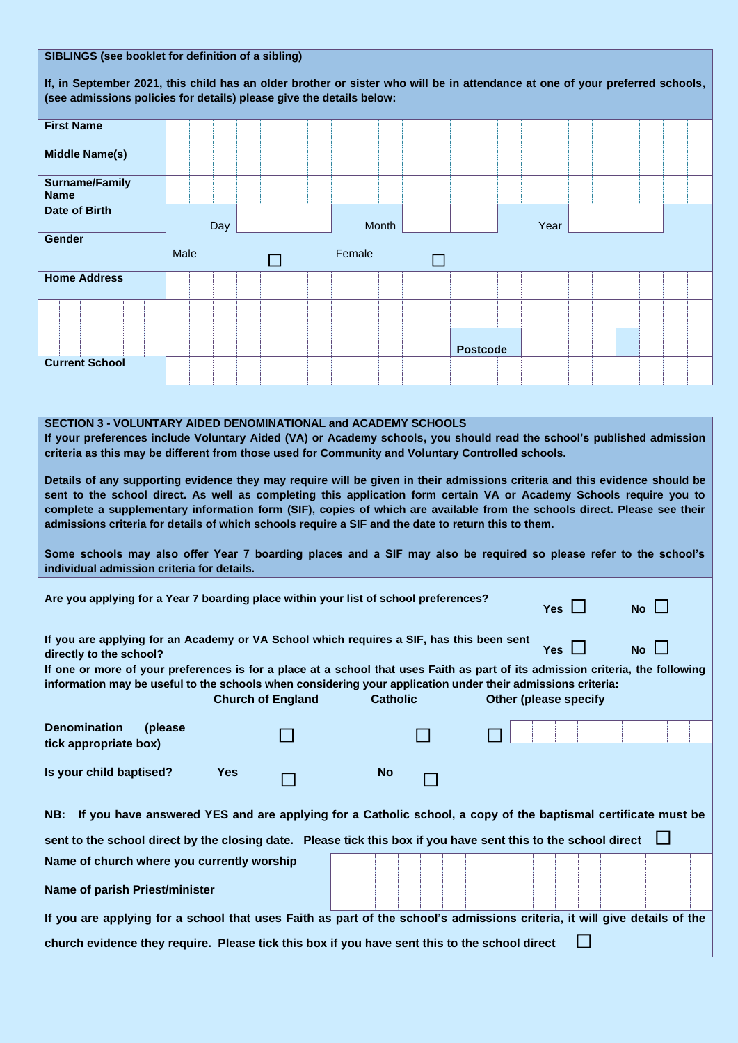**SIBLINGS (see booklet for definition of a sibling)**

**If, in September 2021, this child has an older brother or sister who will be in attendance at one of your preferred schools, (see admissions policies for details) please give the details below:**

| | | | | | |
|---|---|---|---|---|---|
| **First Name** | | | | | |
| **Middle Name(s)** | | | | | |
| **Surname/Family Name** | | | | | |
| **Date of Birth** | Day | Month | | Year | |
| **Gender** | Male ☐ | Female ☐ | | | |
| **Home Address** | | | | | |
| | | | | | |
| | | | **Postcode** | | |
| **Current School** | | | | | |

**SECTION 3 - VOLUNTARY AIDED DENOMINATIONAL and ACADEMY SCHOOLS**

**If your preferences include Voluntary Aided (VA) or Academy schools, you should read the school's published admission criteria as this may be different from those used for Community and Voluntary Controlled schools.**

**Details of any supporting evidence they may require will be given in their admissions criteria and this evidence should be sent to the school direct. As well as completing this application form certain VA or Academy Schools require you to complete a supplementary information form (SIF), copies of which are available from the schools direct. Please see their admissions criteria for details of which schools require a SIF and the date to return this to them.**

**Some schools may also offer Year 7 boarding places and a SIF may also be required so please refer to the school's individual admission criteria for details.**

**Are you applying for a Year 7 boarding place within your list of school preferences?** **Yes** ☐ **No** ☐

**If you are applying for an Academy or VA School which requires a SIF, has this been sent directly to the school?** **Yes** ☐ **No** ☐

**If one or more of your preferences is for a place at a school that uses Faith as part of its admission criteria, the following information may be useful to the schools when considering your application under their admissions criteria:**

| | **Church of England** | **Catholic** | **Other (please specify** |
|---|---|---|---|
| **Denomination (please tick appropriate box)** | ☐ | ☐ | ☐ |

**Is your child baptised?** **Yes** ☐ **No** ☐

**NB: If you have answered YES and are applying for a Catholic school, a copy of the baptismal certificate must be sent to the school direct by the closing date. Please tick this box if you have sent this to the school direct** ☐

| | |
|---|---|
| **Name of church where you currently worship** | |
| **Name of parish Priest/minister** | |

**If you are applying for a school that uses Faith as part of the school's admissions criteria, it will give details of the church evidence they require. Please tick this box if you have sent this to the school direct** ☐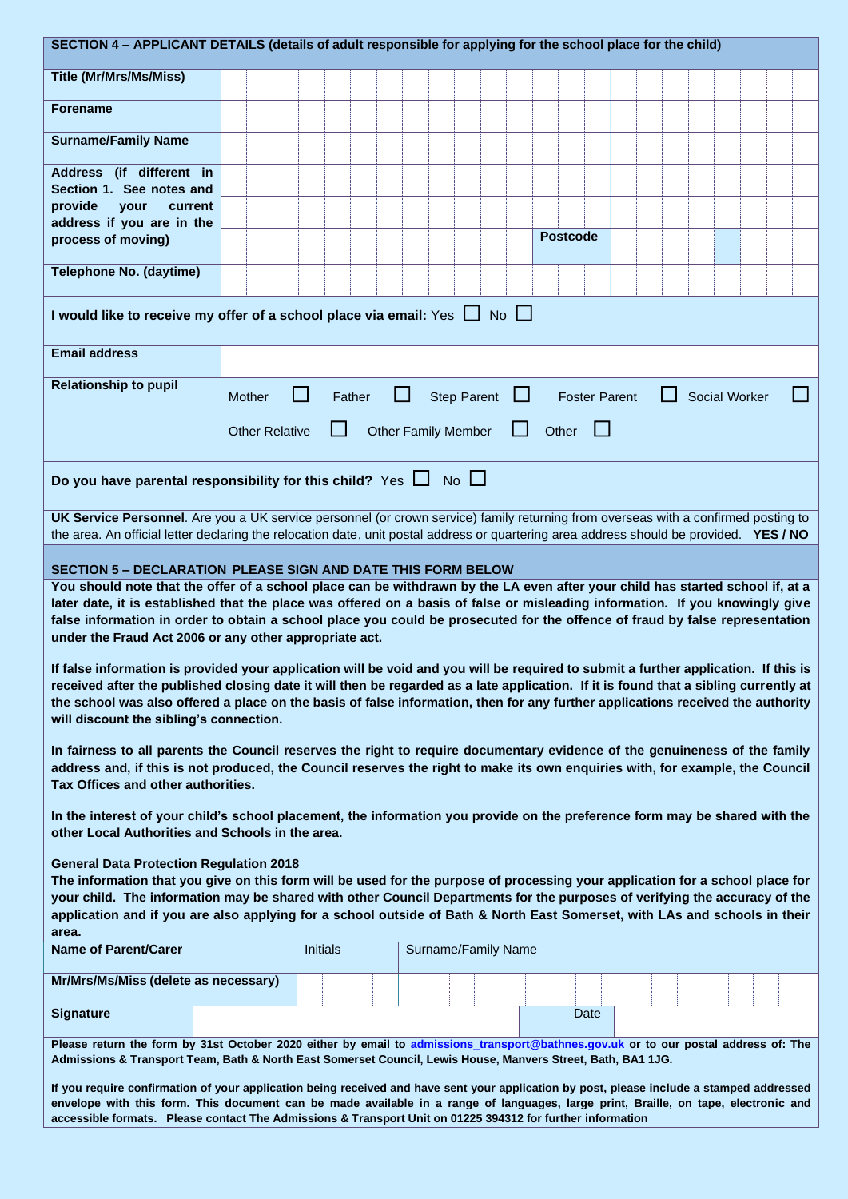## SECTION 4 – APPLICANT DETAILS (details of adult responsible for applying for the school place for the child)

| | |
|---|---|
| **Title (Mr/Mrs/Ms/Miss)** | |
| **Forename** | |
| **Surname/Family Name** | |
| **Address (if different in Section 1. See notes and provide your current address if you are in the process of moving)** | |
| | |
| | **Postcode** |
| **Telephone No. (daytime)** | |

**I would like to receive my offer of a school place via email:** Yes ☐ No ☐

| | |
|---|---|
| **Email address** | |
| **Relationship to pupil** | Mother ☐ Father ☐ Step Parent ☐ Foster Parent ☐ Social Worker ☐ Other Relative ☐ Other Family Member ☐ Other ☐ |

**Do you have parental responsibility for this child?** Yes ☐ No ☐

**UK Service Personnel**. Are you a UK service personnel (or crown service) family returning from overseas with a confirmed posting to the area. An official letter declaring the relocation date, unit postal address or quartering area address should be provided. **YES / NO**

## SECTION 5 – DECLARATION PLEASE SIGN AND DATE THIS FORM BELOW

**You should note that the offer of a school place can be withdrawn by the LA even after your child has started school if, at a later date, it is established that the place was offered on a basis of false or misleading information. If you knowingly give false information in order to obtain a school place you could be prosecuted for the offence of fraud by false representation under the Fraud Act 2006 or any other appropriate act.**

**If false information is provided your application will be void and you will be required to submit a further application. If this is received after the published closing date it will then be regarded as a late application. If it is found that a sibling currently at the school was also offered a place on the basis of false information, then for any further applications received the authority will discount the sibling's connection.**

**In fairness to all parents the Council reserves the right to require documentary evidence of the genuineness of the family address and, if this is not produced, the Council reserves the right to make its own enquiries with, for example, the Council Tax Offices and other authorities.**

**In the interest of your child's school placement, the information you provide on the preference form may be shared with the other Local Authorities and Schools in the area.**

**General Data Protection Regulation 2018**
**The information that you give on this form will be used for the purpose of processing your application for a school place for your child. The information may be shared with other Council Departments for the purposes of verifying the accuracy of the application and if you are also applying for a school outside of Bath & North East Somerset, with LAs and schools in their area.**

| **Name of Parent/Carer** | Initials | Surname/Family Name |
|---|---|---|
| **Mr/Mrs/Ms/Miss (delete as necessary)** | | |

| **Signature** | | Date | |
|---|---|---|---|

**Please return the form by 31st October 2020 either by email to admissions_transport@bathnes.gov.uk or to our postal address of: The Admissions & Transport Team, Bath & North East Somerset Council, Lewis House, Manvers Street, Bath, BA1 1JG.**

**If you require confirmation of your application being received and have sent your application by post, please include a stamped addressed envelope with this form. This document can be made available in a range of languages, large print, Braille, on tape, electronic and accessible formats. Please contact The Admissions & Transport Unit on 01225 394312 for further information**